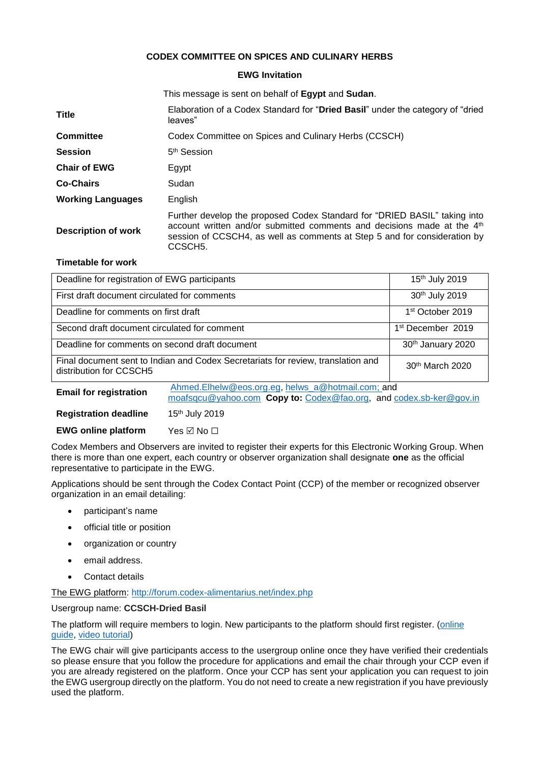**CODEX COMMITTEE ON SPICES AND CULINARY HERBS**

**EWG Invitation**

This message is sent on behalf of **Egypt** and **Sudan**.

| | |
|---|---|
| **Title** | Elaboration of a Codex Standard for "**Dried Basil**" under the category of "dried leaves" |
| **Committee** | Codex Committee on Spices and Culinary Herbs (CCSCH) |
| **Session** | 5th Session |
| **Chair of EWG** | Egypt |
| **Co-Chairs** | Sudan |
| **Working Languages** | English |
| **Description of work** | Further develop the proposed Codex Standard for "DRIED BASIL" taking into account written and/or submitted comments and decisions made at the 4th session of CCSCH4, as well as comments at Step 5 and for consideration by CCSCH5. |

**Timetable for work**

| | |
|---|---|
| Deadline for registration of EWG participants | 15th July 2019 |
| First draft document circulated for comments | 30th July 2019 |
| Deadline for comments on first draft | 1st October 2019 |
| Second draft document circulated for comment | 1st December 2019 |
| Deadline for comments on second draft document | 30th January 2020 |
| Final document sent to Indian and Codex Secretariats for review, translation and distribution for CCSCH5 | 30th March 2020 |

| | |
|---|---|
| **Email for registration** | Ahmed.Elhelw@eos.org.eg, helws_a@hotmail.com; and moafsqcu@yahoo.com **Copy to:** Codex@fao.org, and codex.sb-ker@gov.in |
| **Registration deadline** | 15th July 2019 |
| **EWG online platform** | Yes ☑ No ☐ |

Codex Members and Observers are invited to register their experts for this Electronic Working Group. When there is more than one expert, each country or observer organization shall designate **one** as the official representative to participate in the EWG.

Applications should be sent through the Codex Contact Point (CCP) of the member or recognized observer organization in an email detailing:

- participant's name
- official title or position
- organization or country
- email address.
- Contact details

The EWG platform: http://forum.codex-alimentarius.net/index.php

Usergroup name: **CCSCH-Dried Basil**

The platform will require members to login. New participants to the platform should first register. (online guide, video tutorial)

The EWG chair will give participants access to the usergroup online once they have verified their credentials so please ensure that you follow the procedure for applications and email the chair through your CCP even if you are already registered on the platform. Once your CCP has sent your application you can request to join the EWG usergroup directly on the platform. You do not need to create a new registration if you have previously used the platform.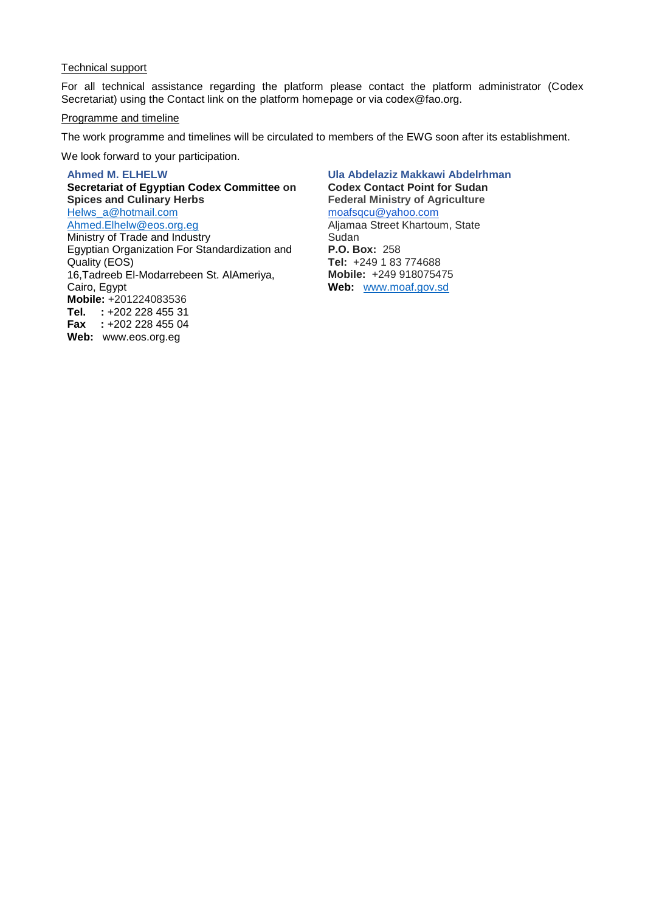Technical support

For all technical assistance regarding the platform please contact the platform administrator (Codex Secretariat) using the Contact link on the platform homepage or via codex@fao.org.

Programme and timeline

The work programme and timelines will be circulated to members of the EWG soon after its establishment.

We look forward to your participation.

**Ahmed M. ELHELW**
**Secretariat of Egyptian Codex Committee on Spices and Culinary Herbs**
Helws_a@hotmail.com
Ahmed.Elhelw@eos.org.eg
Ministry of Trade and Industry
Egyptian Organization For Standardization and Quality (EOS)
16,Tadreeb El-Modarrebeen St. AlAmeriya, Cairo, Egypt
**Mobile:** +201224083536
**Tel.** : +202 228 455 31
**Fax** : +202 228 455 04
**Web:** www.eos.org.eg

**Ula Abdelaziz Makkawi Abdelrhman**
**Codex Contact Point for Sudan**
**Federal Ministry of Agriculture**
moafsqcu@yahoo.com
Aljamaa Street Khartoum, State Sudan
**P.O. Box:** 258
**Tel:** +249 1 83 774688
**Mobile:** +249 918075475
**Web:** www.moaf.gov.sd